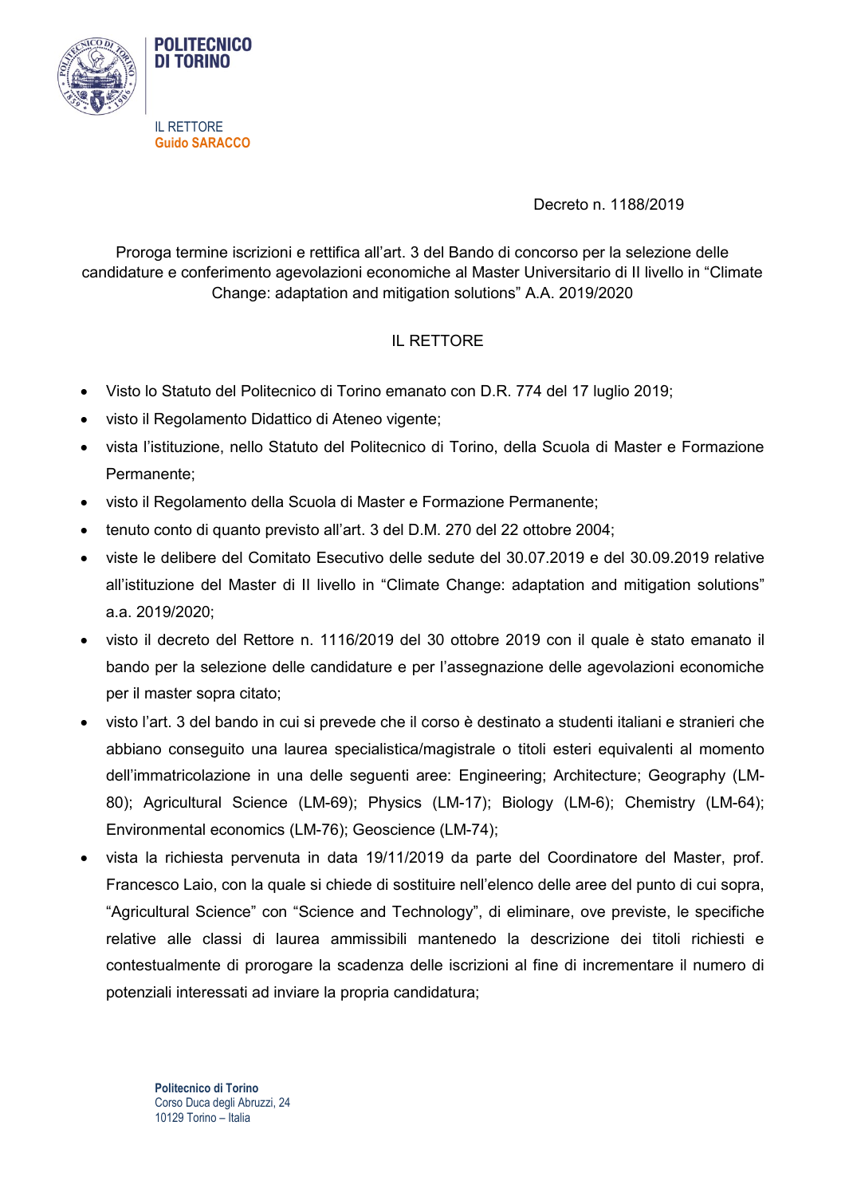POLITECNICO DI TORINO

IL RETTORE
**Guido SARACCO**

Decreto n. 1188/2019

Proroga termine iscrizioni e rettifica all'art. 3 del Bando di concorso per la selezione delle candidature e conferimento agevolazioni economiche al Master Universitario di II livello in "Climate Change: adaptation and mitigation solutions" A.A. 2019/2020

IL RETTORE

- Visto lo Statuto del Politecnico di Torino emanato con D.R. 774 del 17 luglio 2019;
- visto il Regolamento Didattico di Ateneo vigente;
- vista l'istituzione, nello Statuto del Politecnico di Torino, della Scuola di Master e Formazione Permanente;
- visto il Regolamento della Scuola di Master e Formazione Permanente;
- tenuto conto di quanto previsto all'art. 3 del D.M. 270 del 22 ottobre 2004;
- viste le delibere del Comitato Esecutivo delle sedute del 30.07.2019 e del 30.09.2019 relative all'istituzione del Master di II livello in "Climate Change: adaptation and mitigation solutions" a.a. 2019/2020;
- visto il decreto del Rettore n. 1116/2019 del 30 ottobre 2019 con il quale è stato emanato il bando per la selezione delle candidature e per l'assegnazione delle agevolazioni economiche per il master sopra citato;
- visto l'art. 3 del bando in cui si prevede che il corso è destinato a studenti italiani e stranieri che abbiano conseguito una laurea specialistica/magistrale o titoli esteri equivalenti al momento dell'immatricolazione in una delle seguenti aree: Engineering; Architecture; Geography (LM-80); Agricultural Science (LM-69); Physics (LM-17); Biology (LM-6); Chemistry (LM-64); Environmental economics (LM-76); Geoscience (LM-74);
- vista la richiesta pervenuta in data 19/11/2019 da parte del Coordinatore del Master, prof. Francesco Laio, con la quale si chiede di sostituire nell'elenco delle aree del punto di cui sopra, "Agricultural Science" con "Science and Technology", di eliminare, ove previste, le specifiche relative alle classi di laurea ammissibili mantenedo la descrizione dei titoli richiesti e contestualmente di prorogare la scadenza delle iscrizioni al fine di incrementare il numero di potenziali interessati ad inviare la propria candidatura;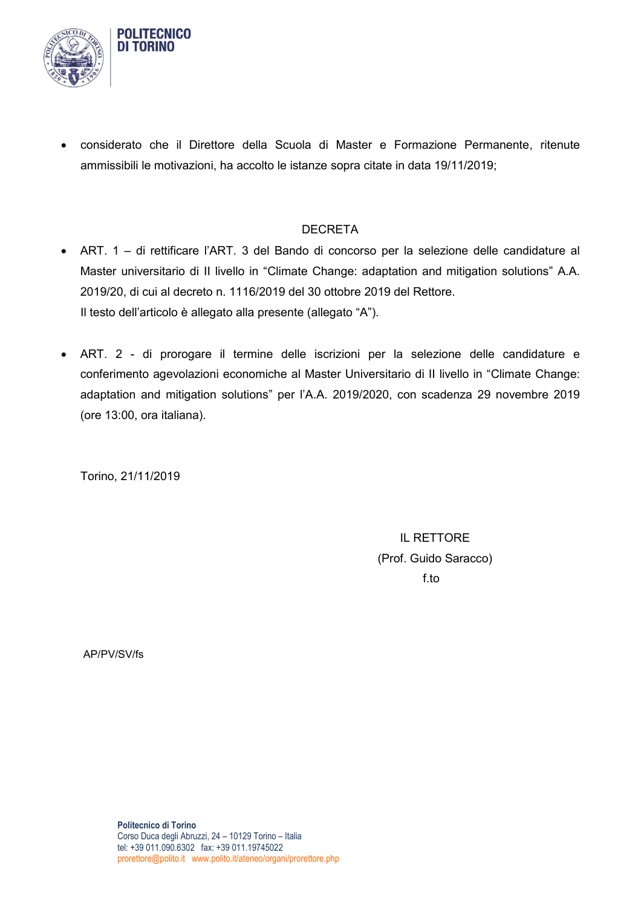- considerato che il Direttore della Scuola di Master e Formazione Permanente, ritenute ammissibili le motivazioni, ha accolto le istanze sopra citate in data 19/11/2019;

DECRETA

- ART. 1 – di rettificare l'ART. 3 del Bando di concorso per la selezione delle candidature al Master universitario di II livello in "Climate Change: adaptation and mitigation solutions" A.A. 2019/20, di cui al decreto n. 1116/2019 del 30 ottobre 2019 del Rettore.
  Il testo dell'articolo è allegato alla presente (allegato "A").

- ART. 2 - di prorogare il termine delle iscrizioni per la selezione delle candidature e conferimento agevolazioni economiche al Master Universitario di II livello in "Climate Change: adaptation and mitigation solutions" per l'A.A. 2019/2020, con scadenza 29 novembre 2019 (ore 13:00, ora italiana).

Torino, 21/11/2019

IL RETTORE
(Prof. Guido Saracco)
f.to

AP/PV/SV/fs

**Politecnico di Torino**
Corso Duca degli Abruzzi, 24 – 10129 Torino – Italia
tel: +39 011.090.6302 fax: +39 011.19745022
prorettore@polito.it www.polito.it/ateneo/organi/prorettore.php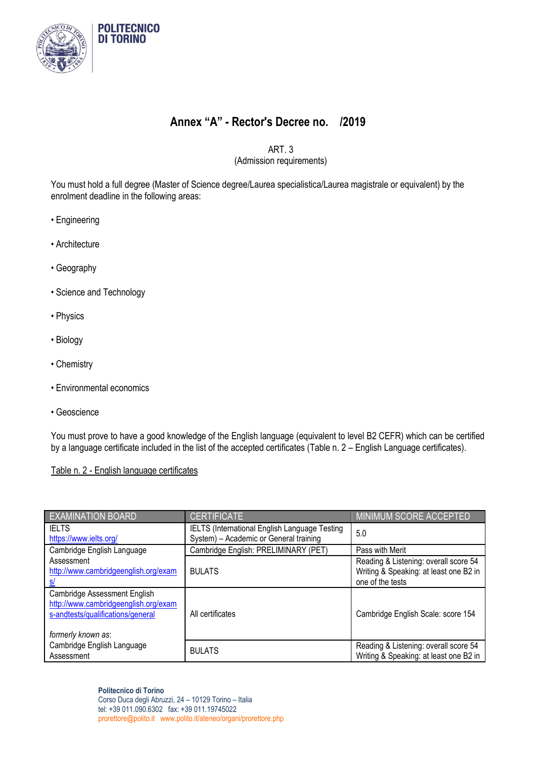# Annex “A” - Rector's Decree no. /2019

ART. 3
(Admission requirements)

You must hold a full degree (Master of Science degree/Laurea specialistica/Laurea magistrale or equivalent) by the enrolment deadline in the following areas:

- Engineering
- Architecture
- Geography
- Science and Technology
- Physics
- Biology
- Chemistry
- Environmental economics
- Geoscience

You must prove to have a good knowledge of the English language (equivalent to level B2 CEFR) which can be certified by a language certificate included in the list of the accepted certificates (Table n. 2 – English Language certificates).

Table n. 2 - English language certificates

| EXAMINATION BOARD | CERTIFICATE | MINIMUM SCORE ACCEPTED |
|---|---|---|
| IELTS https://www.ielts.org/ | IELTS (International English Language Testing System) – Academic or General training | 5.0 |
| Cambridge English Language Assessment http://www.cambridgeenglish.org/exams/ | Cambridge English: PRELIMINARY (PET) | Pass with Merit |
| | BULATS | Reading & Listening: overall score 54 Writing & Speaking: at least one B2 in one of the tests |
| Cambridge Assessment English http://www.cambridgeenglish.org/exams-andtests/qualifications/general *formerly known as*: Cambridge English Language Assessment | All certificates | Cambridge English Scale: score 154 |
| | BULATS | Reading & Listening: overall score 54 Writing & Speaking: at least one B2 in |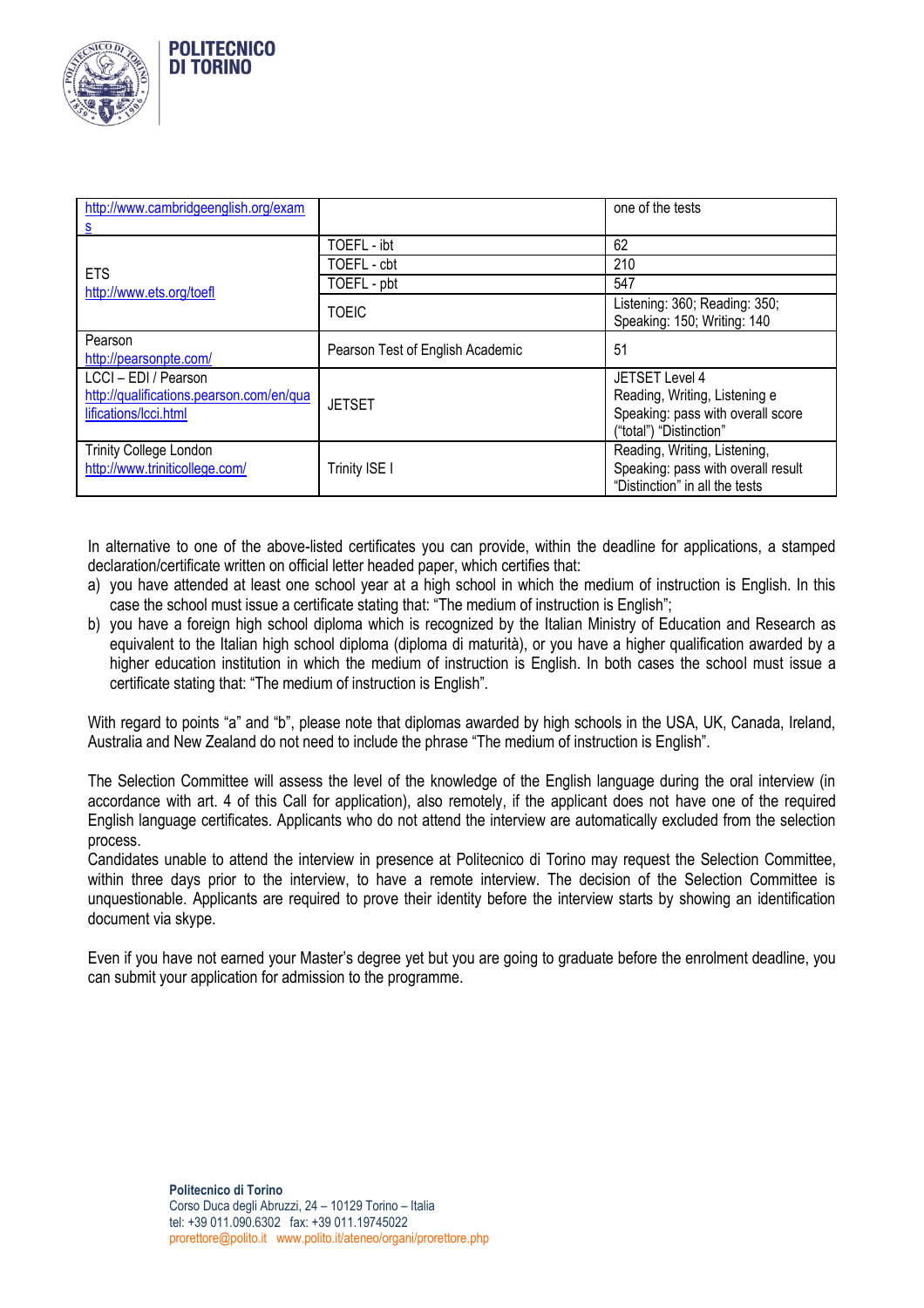| | | |
|---|---|---|
| http://www.cambridgeenglish.org/exams | | one of the tests |
| ETS<br>http://www.ets.org/toefl | TOEFL - ibt | 62 |
| | TOEFL - cbt | 210 |
| | TOEFL - pbt | 547 |
| | TOEIC | Listening: 360; Reading: 350; Speaking: 150; Writing: 140 |
| Pearson<br>http://pearsonpte.com/ | Pearson Test of English Academic | 51 |
| LCCI – EDI / Pearson<br>http://qualifications.pearson.com/en/qualifications/lcci.html | JETSET | JETSET Level 4<br>Reading, Writing, Listening e Speaking: pass with overall score ("total") "Distinction" |
| Trinity College London<br>http://www.triniticollege.com/ | Trinity ISE I | Reading, Writing, Listening, Speaking: pass with overall result "Distinction" in all the tests |

In alternative to one of the above-listed certificates you can provide, within the deadline for applications, a stamped declaration/certificate written on official letter headed paper, which certifies that:

a) you have attended at least one school year at a high school in which the medium of instruction is English. In this case the school must issue a certificate stating that: "The medium of instruction is English";
b) you have a foreign high school diploma which is recognized by the Italian Ministry of Education and Research as equivalent to the Italian high school diploma (diploma di maturità), or you have a higher qualification awarded by a higher education institution in which the medium of instruction is English. In both cases the school must issue a certificate stating that: "The medium of instruction is English".

With regard to points "a" and "b", please note that diplomas awarded by high schools in the USA, UK, Canada, Ireland, Australia and New Zealand do not need to include the phrase "The medium of instruction is English".

The Selection Committee will assess the level of the knowledge of the English language during the oral interview (in accordance with art. 4 of this Call for application), also remotely, if the applicant does not have one of the required English language certificates. Applicants who do not attend the interview are automatically excluded from the selection process.

Candidates unable to attend the interview in presence at Politecnico di Torino may request the Selection Committee, within three days prior to the interview, to have a remote interview. The decision of the Selection Committee is unquestionable. Applicants are required to prove their identity before the interview starts by showing an identification document via skype.

Even if you have not earned your Master's degree yet but you are going to graduate before the enrolment deadline, you can submit your application for admission to the programme.